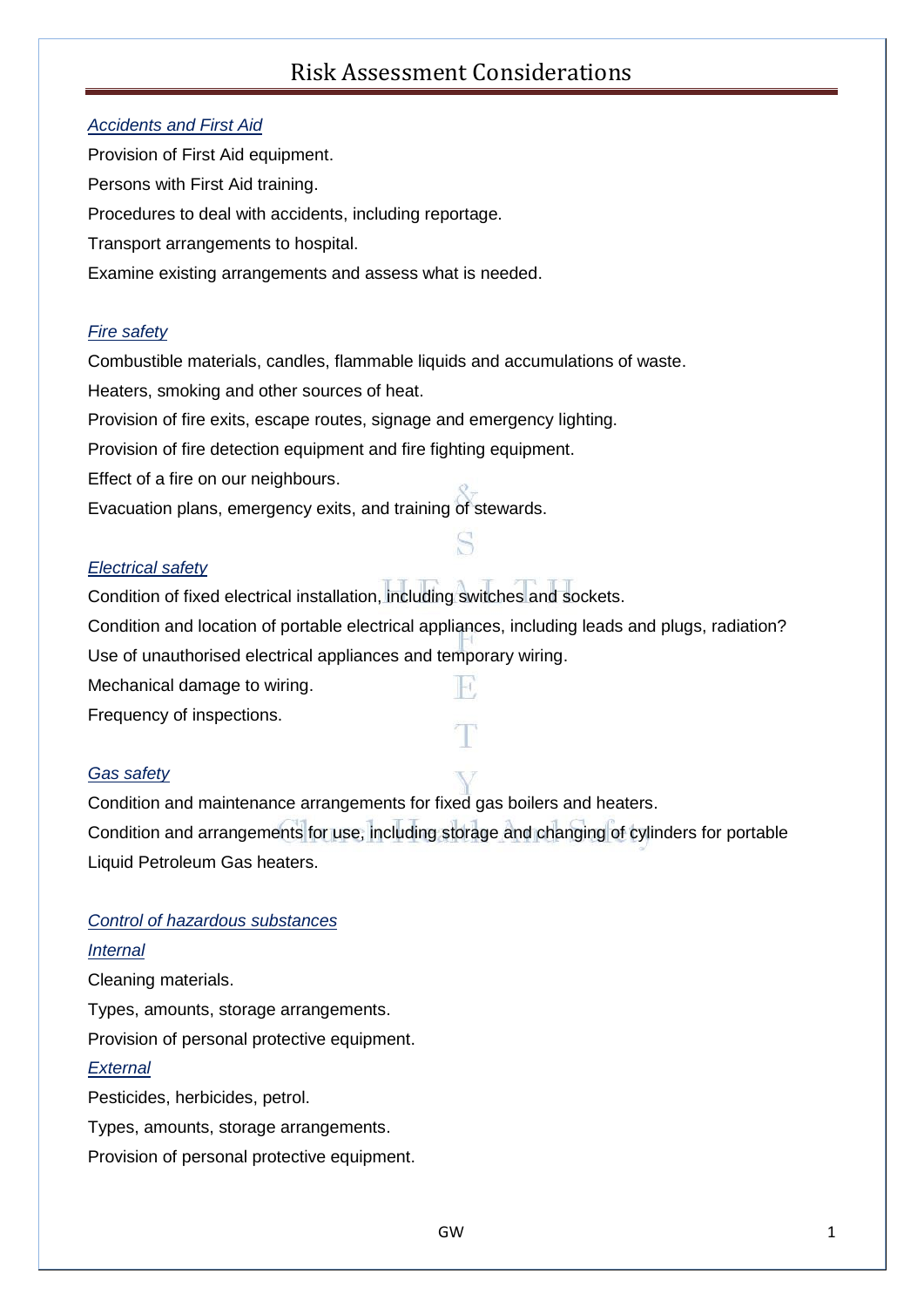# Risk Assessment Considerations

*Accidents and First Aid*

Provision of First Aid equipment.

Persons with First Aid training.

Procedures to deal with accidents, including reportage.

Transport arrangements to hospital.

Examine existing arrangements and assess what is needed.

*Fire safety*

Combustible materials, candles, flammable liquids and accumulations of waste.

Heaters, smoking and other sources of heat.

Provision of fire exits, escape routes, signage and emergency lighting.

Provision of fire detection equipment and fire fighting equipment.

Effect of a fire on our neighbours.

Evacuation plans, emergency exits, and training of stewards.

*Electrical safety*

Condition of fixed electrical installation, including switches and sockets.

Condition and location of portable electrical appliances, including leads and plugs, radiation?

Use of unauthorised electrical appliances and temporary wiring.

Mechanical damage to wiring.

Frequency of inspections.

*Gas safety*

Condition and maintenance arrangements for fixed gas boilers and heaters.

Condition and arrangements for use, including storage and changing of cylinders for portable Liquid Petroleum Gas heaters.

*Control of hazardous substances*

*Internal*

Cleaning materials.

Types, amounts, storage arrangements.

Provision of personal protective equipment.

*External*

Pesticides, herbicides, petrol.

Types, amounts, storage arrangements.

Provision of personal protective equipment.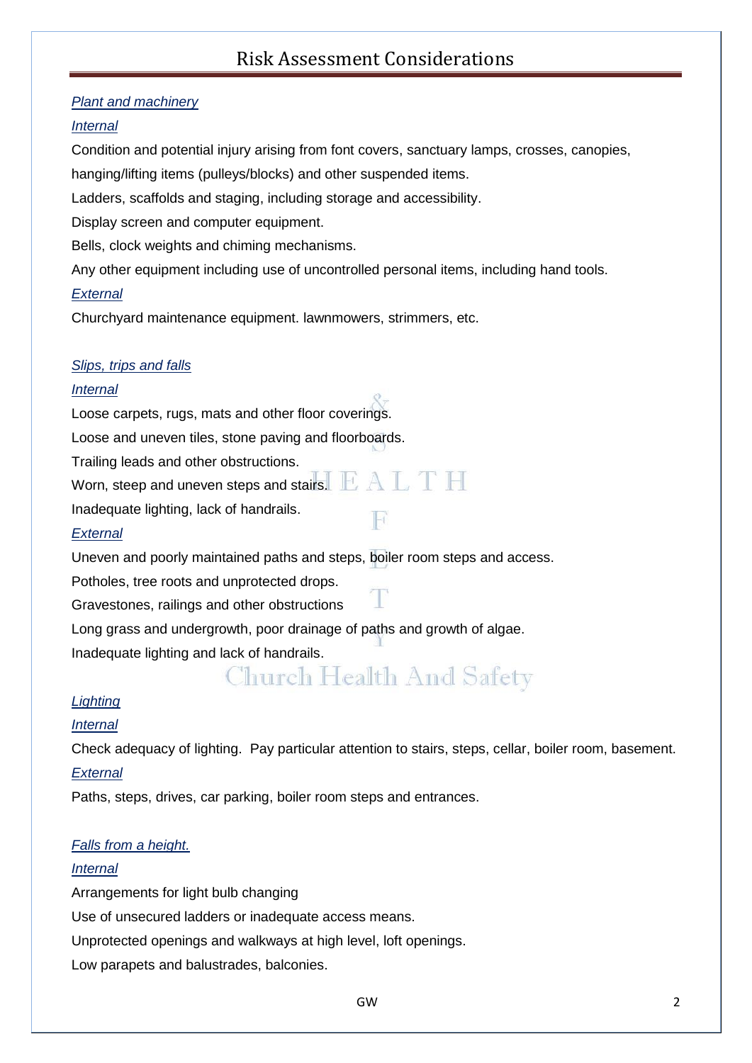# Risk Assessment Considerations

*Plant and machinery*

*Internal*

Condition and potential injury arising from font covers, sanctuary lamps, crosses, canopies, hanging/lifting items (pulleys/blocks) and other suspended items.

Ladders, scaffolds and staging, including storage and accessibility.

Display screen and computer equipment.

Bells, clock weights and chiming mechanisms.

Any other equipment including use of uncontrolled personal items, including hand tools.

*External*

Churchyard maintenance equipment. lawnmowers, strimmers, etc.

*Slips, trips and falls*

*Internal*

Loose carpets, rugs, mats and other floor coverings.

Loose and uneven tiles, stone paving and floorboards.

Trailing leads and other obstructions.

Worn, steep and uneven steps and stairs.

Inadequate lighting, lack of handrails.

*External*

Uneven and poorly maintained paths and steps, boiler room steps and access.

Potholes, tree roots and unprotected drops.

Gravestones, railings and other obstructions

Long grass and undergrowth, poor drainage of paths and growth of algae.

Inadequate lighting and lack of handrails.

*Lighting*

*Internal*

Check adequacy of lighting. Pay particular attention to stairs, steps, cellar, boiler room, basement.

*External*

Paths, steps, drives, car parking, boiler room steps and entrances.

*Falls from a height.*

*Internal*

Arrangements for light bulb changing

Use of unsecured ladders or inadequate access means.

Unprotected openings and walkways at high level, loft openings.

Low parapets and balustrades, balconies.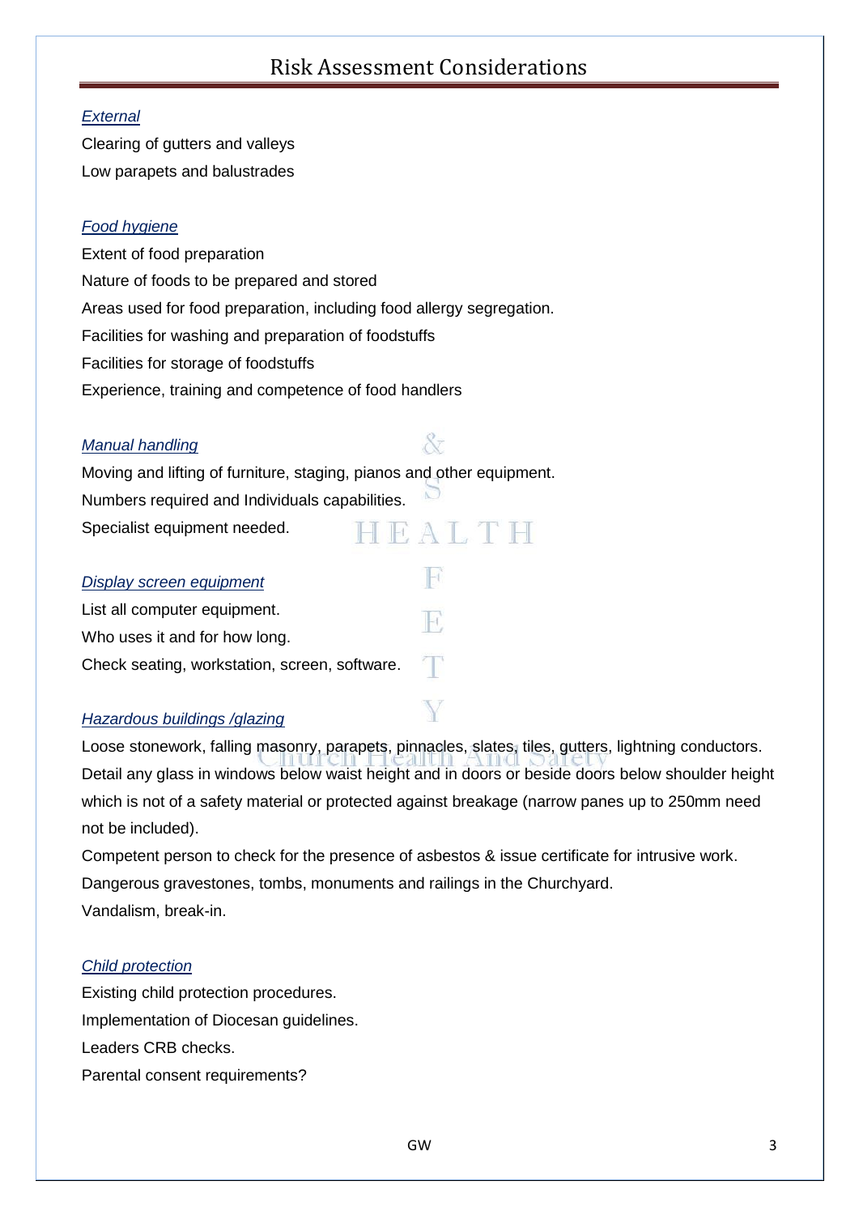# Risk Assessment Considerations

*External*

Clearing of gutters and valleys

Low parapets and balustrades

*Food hygiene*

Extent of food preparation

Nature of foods to be prepared and stored

Areas used for food preparation, including food allergy segregation.

Facilities for washing and preparation of foodstuffs

Facilities for storage of foodstuffs

Experience, training and competence of food handlers

*Manual handling*

Moving and lifting of furniture, staging, pianos and other equipment.

Numbers required and Individuals capabilities.

Specialist equipment needed.

*Display screen equipment*

List all computer equipment.

Who uses it and for how long.

Check seating, workstation, screen, software.

*Hazardous buildings /glazing*

Loose stonework, falling masonry, parapets, pinnacles, slates, tiles, gutters, lightning conductors.

Detail any glass in windows below waist height and in doors or beside doors below shoulder height which is not of a safety material or protected against breakage (narrow panes up to 250mm need not be included).

Competent person to check for the presence of asbestos & issue certificate for intrusive work.

Dangerous gravestones, tombs, monuments and railings in the Churchyard.

Vandalism, break-in.

*Child protection*

Existing child protection procedures.

Implementation of Diocesan guidelines.

Leaders CRB checks.

Parental consent requirements?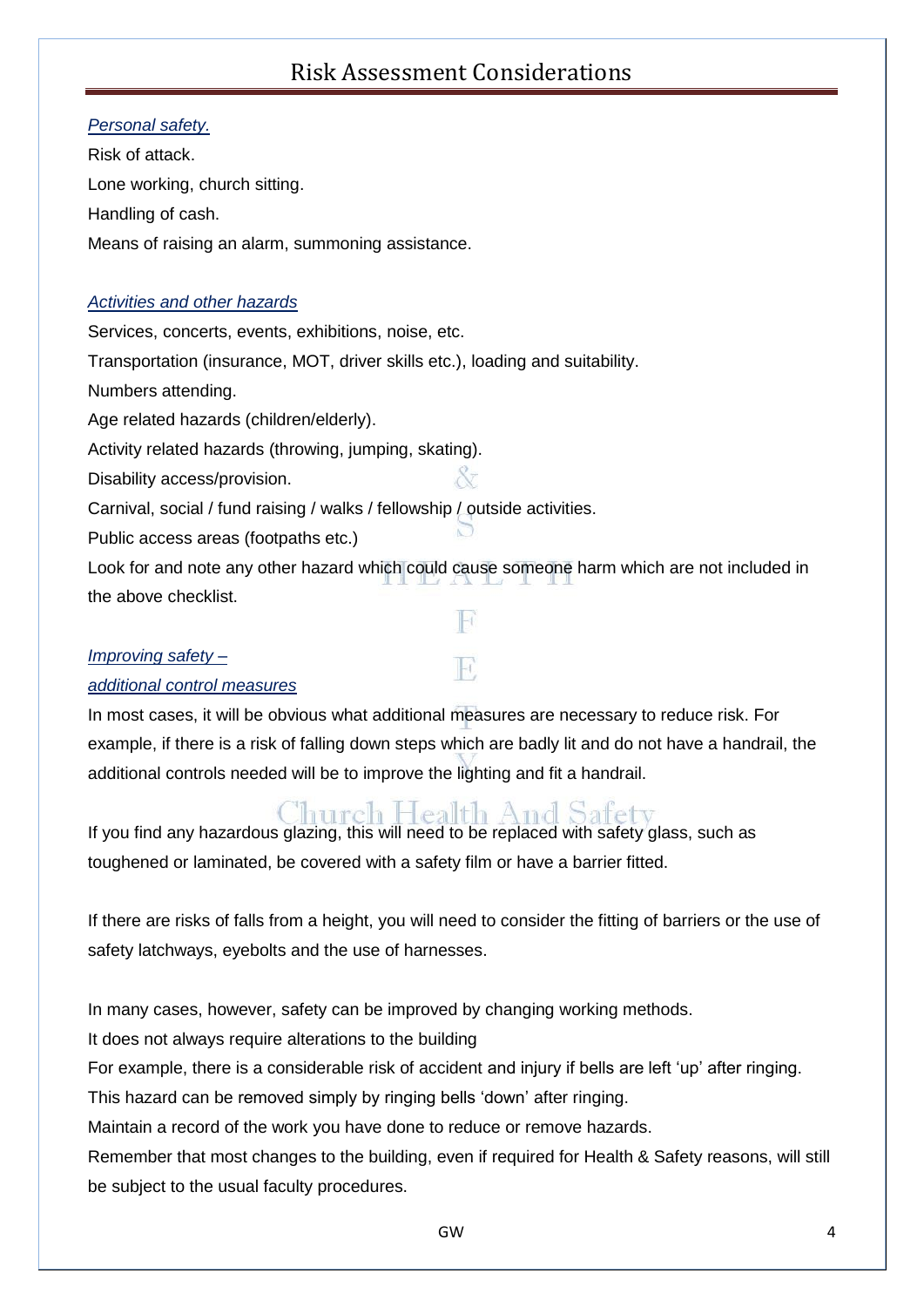# Risk Assessment Considerations

*Personal safety.*

Risk of attack.

Lone working, church sitting.

Handling of cash.

Means of raising an alarm, summoning assistance.

*Activities and other hazards*

Services, concerts, events, exhibitions, noise, etc.

Transportation (insurance, MOT, driver skills etc.), loading and suitability.

Numbers attending.

Age related hazards (children/elderly).

Activity related hazards (throwing, jumping, skating).

Disability access/provision.

Carnival, social / fund raising / walks / fellowship / outside activities.

Public access areas (footpaths etc.)

Look for and note any other hazard which could cause someone harm which are not included in the above checklist.

*Improving safety – additional control measures*

In most cases, it will be obvious what additional measures are necessary to reduce risk. For example, if there is a risk of falling down steps which are badly lit and do not have a handrail, the additional controls needed will be to improve the lighting and fit a handrail.

If you find any hazardous glazing, this will need to be replaced with safety glass, such as toughened or laminated, be covered with a safety film or have a barrier fitted.

If there are risks of falls from a height, you will need to consider the fitting of barriers or the use of safety latchways, eyebolts and the use of harnesses.

In many cases, however, safety can be improved by changing working methods.

It does not always require alterations to the building

For example, there is a considerable risk of accident and injury if bells are left 'up' after ringing.

This hazard can be removed simply by ringing bells 'down' after ringing.

Maintain a record of the work you have done to reduce or remove hazards.

Remember that most changes to the building, even if required for Health & Safety reasons, will still be subject to the usual faculty procedures.